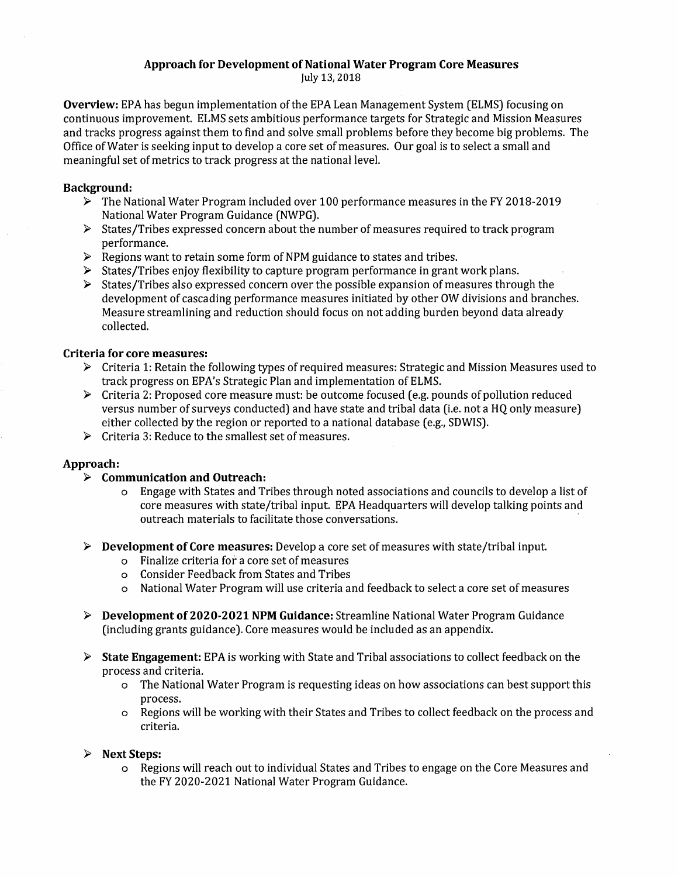# Approach for Development of National Water Program Core Measures

July 13, 2018

**Overview:** EPA has begun implementation of the EPA Lean Management System (ELMS) focusing on continuous improvement. ELMS sets ambitious performance targets for Strategic and Mission Measures and tracks progress against them to find and solve small problems before they become big problems. The Office of Water is seeking input to develop a core set of measures. Our goal is to select a small and meaningful set of metrics to track progress at the national level.

## Background:

- The National Water Program included over 100 performance measures in the FY 2018-2019 National Water Program Guidance (NWPG).
- States/Tribes expressed concern about the number of measures required to track program performance.
- Regions want to retain some form of NPM guidance to states and tribes.
- States/Tribes enjoy flexibility to capture program performance in grant work plans.
- States/Tribes also expressed concern over the possible expansion of measures through the development of cascading performance measures initiated by other OW divisions and branches. Measure streamlining and reduction should focus on not adding burden beyond data already collected.

## Criteria for core measures:

- Criteria 1: Retain the following types of required measures: Strategic and Mission Measures used to track progress on EPA's Strategic Plan and implementation of ELMS.
- Criteria 2: Proposed core measure must: be outcome focused (e.g. pounds of pollution reduced versus number of surveys conducted) and have state and tribal data (i.e. not a HQ only measure) either collected by the region or reported to a national database (e.g., SDWIS).
- Criteria 3: Reduce to the smallest set of measures.

## Approach:

- **Communication and Outreach:**
  - Engage with States and Tribes through noted associations and councils to develop a list of core measures with state/tribal input. EPA Headquarters will develop talking points and outreach materials to facilitate those conversations.

- **Development of Core measures:** Develop a core set of measures with state/tribal input.
  - Finalize criteria for a core set of measures
  - Consider Feedback from States and Tribes
  - National Water Program will use criteria and feedback to select a core set of measures

- **Development of 2020-2021 NPM Guidance:** Streamline National Water Program Guidance (including grants guidance). Core measures would be included as an appendix.

- **State Engagement:** EPA is working with State and Tribal associations to collect feedback on the process and criteria.
  - The National Water Program is requesting ideas on how associations can best support this process.
  - Regions will be working with their States and Tribes to collect feedback on the process and criteria.

- **Next Steps:**
  - Regions will reach out to individual States and Tribes to engage on the Core Measures and the FY 2020-2021 National Water Program Guidance.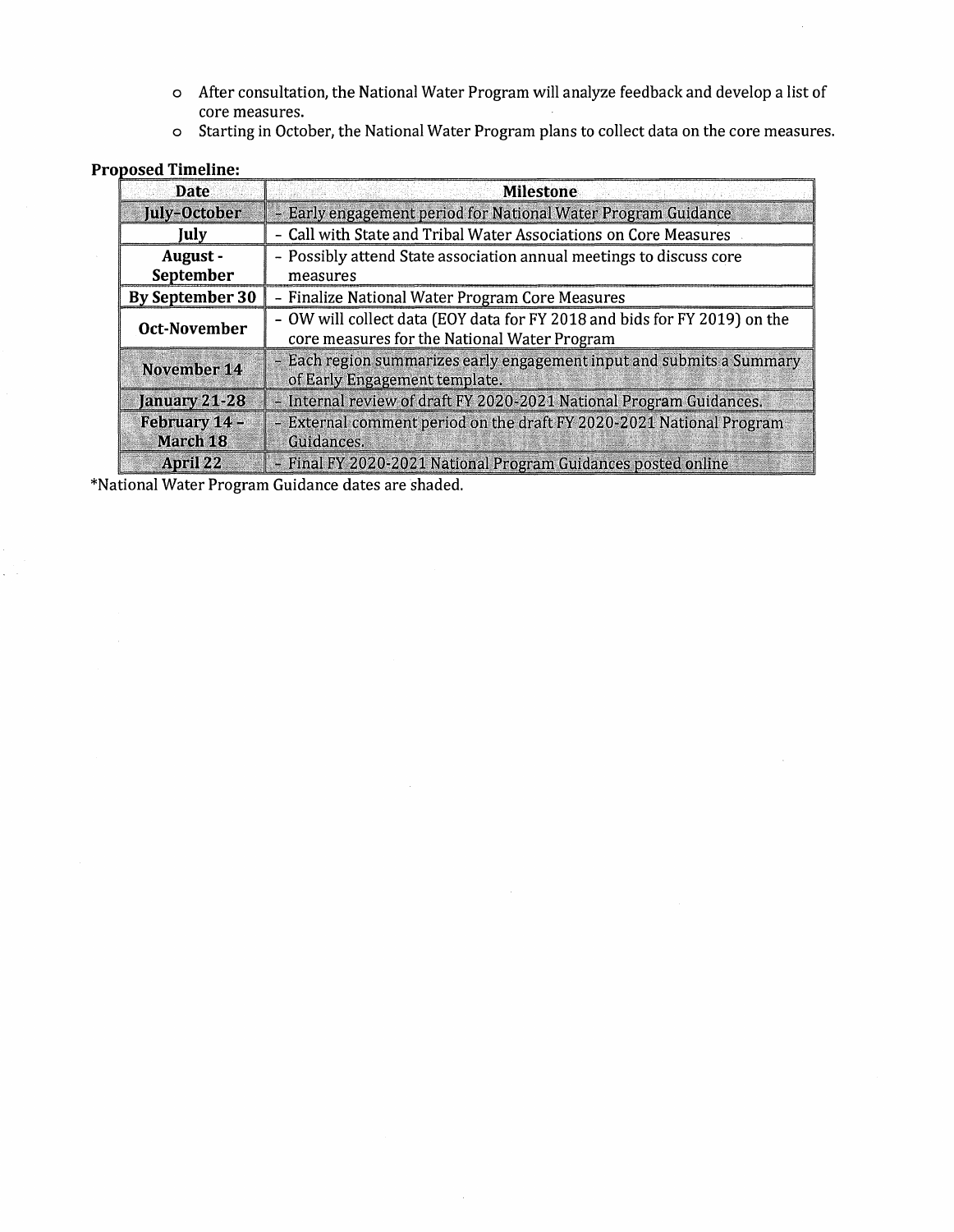- After consultation, the National Water Program will analyze feedback and develop a list of core measures.
- Starting in October, the National Water Program plans to collect data on the core measures.

**Proposed Timeline:**

| Date | Milestone |
|---|---|
| **July-October** | - Early engagement period for National Water Program Guidance |
| **July** | - Call with State and Tribal Water Associations on Core Measures |
| **August - September** | - Possibly attend State association annual meetings to discuss core measures |
| **By September 30** | - Finalize National Water Program Core Measures |
| **Oct-November** | - OW will collect data (EOY data for FY 2018 and bids for FY 2019) on the core measures for the National Water Program |
| **November 14** | - Each region summarizes early engagement input and submits a Summary of Early Engagement template. |
| **January 21-28** | - Internal review of draft FY 2020-2021 National Program Guidances. |
| **February 14 - March 18** | - External comment period on the draft FY 2020-2021 National Program Guidances. |
| **April 22** | - Final FY 2020-2021 National Program Guidances posted online |

*National Water Program Guidance dates are shaded.